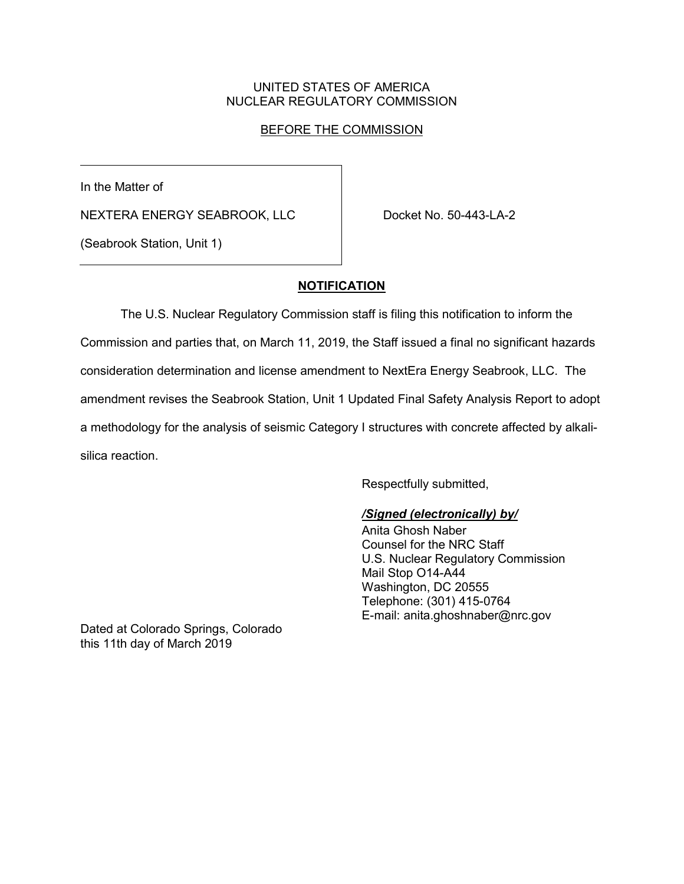UNITED STATES OF AMERICA
NUCLEAR REGULATORY COMMISSION

BEFORE THE COMMISSION

| | |
|---|---|
| In the Matter of<br><br>NEXTERA ENERGY SEABROOK, LLC<br><br>(Seabrook Station, Unit 1) | Docket No. 50-443-LA-2 |

## NOTIFICATION

The U.S. Nuclear Regulatory Commission staff is filing this notification to inform the Commission and parties that, on March 11, 2019, the Staff issued a final no significant hazards consideration determination and license amendment to NextEra Energy Seabrook, LLC. The amendment revises the Seabrook Station, Unit 1 Updated Final Safety Analysis Report to adopt a methodology for the analysis of seismic Category I structures with concrete affected by alkali-silica reaction.

Respectfully submitted,

***/Signed (electronically) by/***
Anita Ghosh Naber
Counsel for the NRC Staff
U.S. Nuclear Regulatory Commission
Mail Stop O14-A44
Washington, DC 20555
Telephone: (301) 415-0764
E-mail: anita.ghoshnaber@nrc.gov

Dated at Colorado Springs, Colorado
this 11th day of March 2019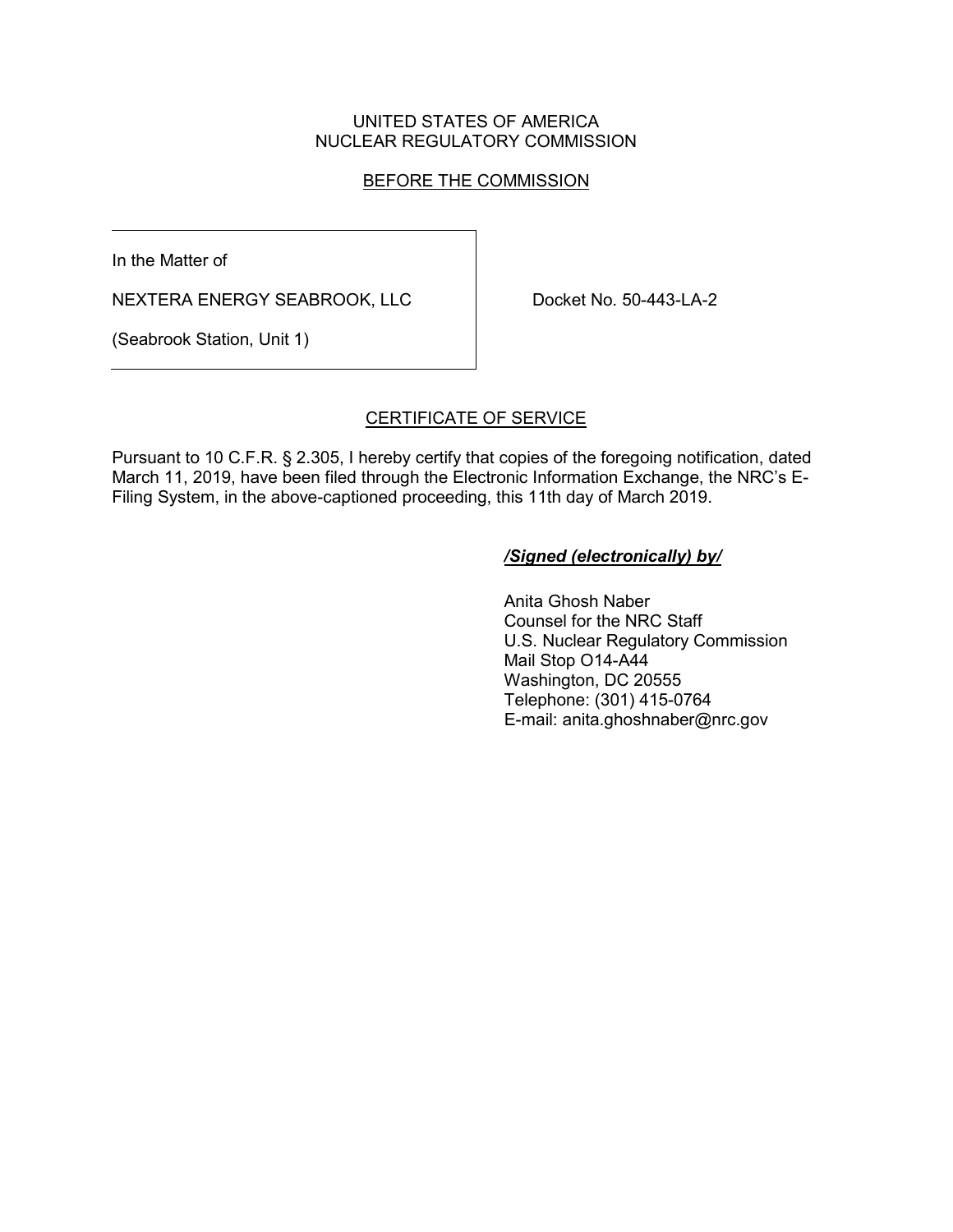UNITED STATES OF AMERICA
NUCLEAR REGULATORY COMMISSION

BEFORE THE COMMISSION

In the Matter of

NEXTERA ENERGY SEABROOK, LLC

(Seabrook Station, Unit 1)

Docket No. 50-443-LA-2

CERTIFICATE OF SERVICE

Pursuant to 10 C.F.R. § 2.305, I hereby certify that copies of the foregoing notification, dated March 11, 2019, have been filed through the Electronic Information Exchange, the NRC's E-Filing System, in the above-captioned proceeding, this 11th day of March 2019.

***/Signed (electronically) by/***

Anita Ghosh Naber
Counsel for the NRC Staff
U.S. Nuclear Regulatory Commission
Mail Stop O14-A44
Washington, DC 20555
Telephone: (301) 415-0764
E-mail: anita.ghoshnaber@nrc.gov